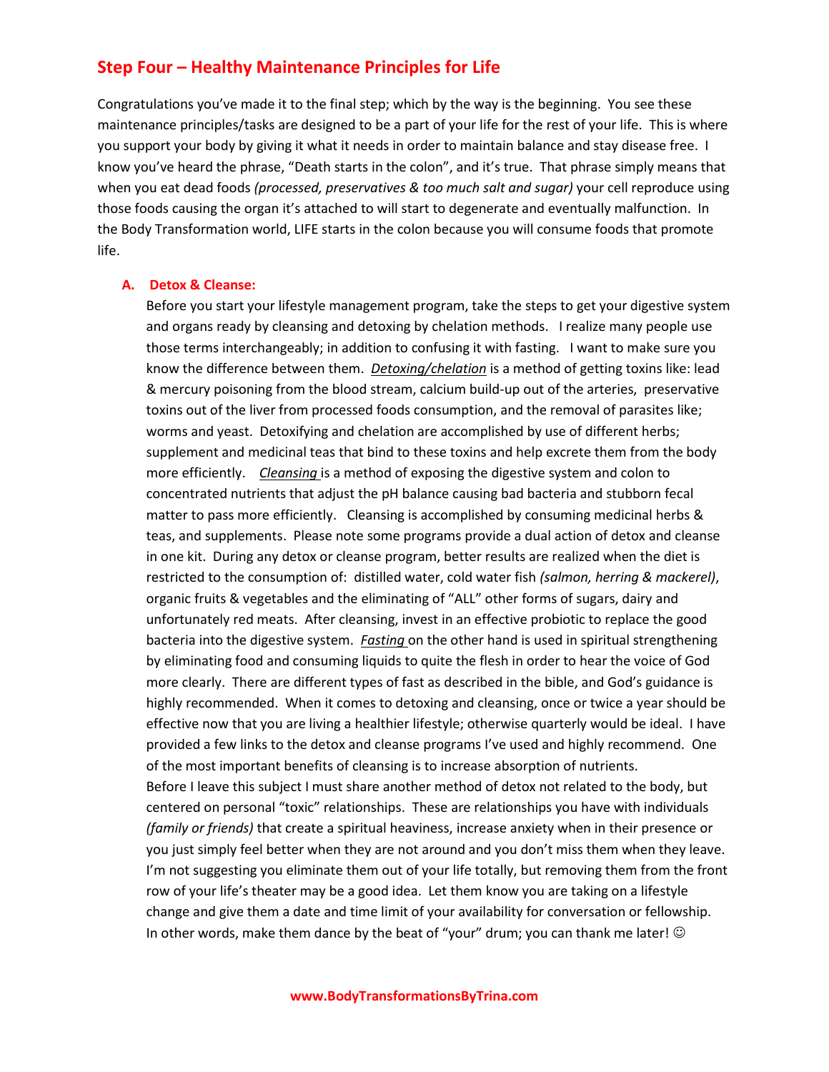## Step Four – Healthy Maintenance Principles for Life

Congratulations you've made it to the final step; which by the way is the beginning. You see these maintenance principles/tasks are designed to be a part of your life for the rest of your life. This is where you support your body by giving it what it needs in order to maintain balance and stay disease free. I know you've heard the phrase, "Death starts in the colon", and it's true. That phrase simply means that when you eat dead foods *(processed, preservatives & too much salt and sugar)* your cell reproduce using those foods causing the organ it's attached to will start to degenerate and eventually malfunction. In the Body Transformation world, LIFE starts in the colon because you will consume foods that promote life.

### A. Detox & Cleanse:

Before you start your lifestyle management program, take the steps to get your digestive system and organs ready by cleansing and detoxing by chelation methods. I realize many people use those terms interchangeably; in addition to confusing it with fasting. I want to make sure you know the difference between them. ***Detoxing/chelation*** is a method of getting toxins like: lead & mercury poisoning from the blood stream, calcium build-up out of the arteries, preservative toxins out of the liver from processed foods consumption, and the removal of parasites like; worms and yeast. Detoxifying and chelation are accomplished by use of different herbs; supplement and medicinal teas that bind to these toxins and help excrete them from the body more efficiently. *Cleansing* is a method of exposing the digestive system and colon to concentrated nutrients that adjust the pH balance causing bad bacteria and stubborn fecal matter to pass more efficiently. Cleansing is accomplished by consuming medicinal herbs & teas, and supplements. Please note some programs provide a dual action of detox and cleanse in one kit. During any detox or cleanse program, better results are realized when the diet is restricted to the consumption of: distilled water, cold water fish *(salmon, herring & mackerel)*, organic fruits & vegetables and the eliminating of "ALL" other forms of sugars, dairy and unfortunately red meats. After cleansing, invest in an effective probiotic to replace the good bacteria into the digestive system. *Fasting* on the other hand is used in spiritual strengthening by eliminating food and consuming liquids to quite the flesh in order to hear the voice of God more clearly. There are different types of fast as described in the bible, and God's guidance is highly recommended. When it comes to detoxing and cleansing, once or twice a year should be effective now that you are living a healthier lifestyle; otherwise quarterly would be ideal. I have provided a few links to the detox and cleanse programs I've used and highly recommend. One of the most important benefits of cleansing is to increase absorption of nutrients.

Before I leave this subject I must share another method of detox not related to the body, but centered on personal "toxic" relationships. These are relationships you have with individuals *(family or friends)* that create a spiritual heaviness, increase anxiety when in their presence or you just simply feel better when they are not around and you don't miss them when they leave. I'm not suggesting you eliminate them out of your life totally, but removing them from the front row of your life's theater may be a good idea. Let them know you are taking on a lifestyle change and give them a date and time limit of your availability for conversation or fellowship. In other words, make them dance by the beat of "your" drum; you can thank me later! ☺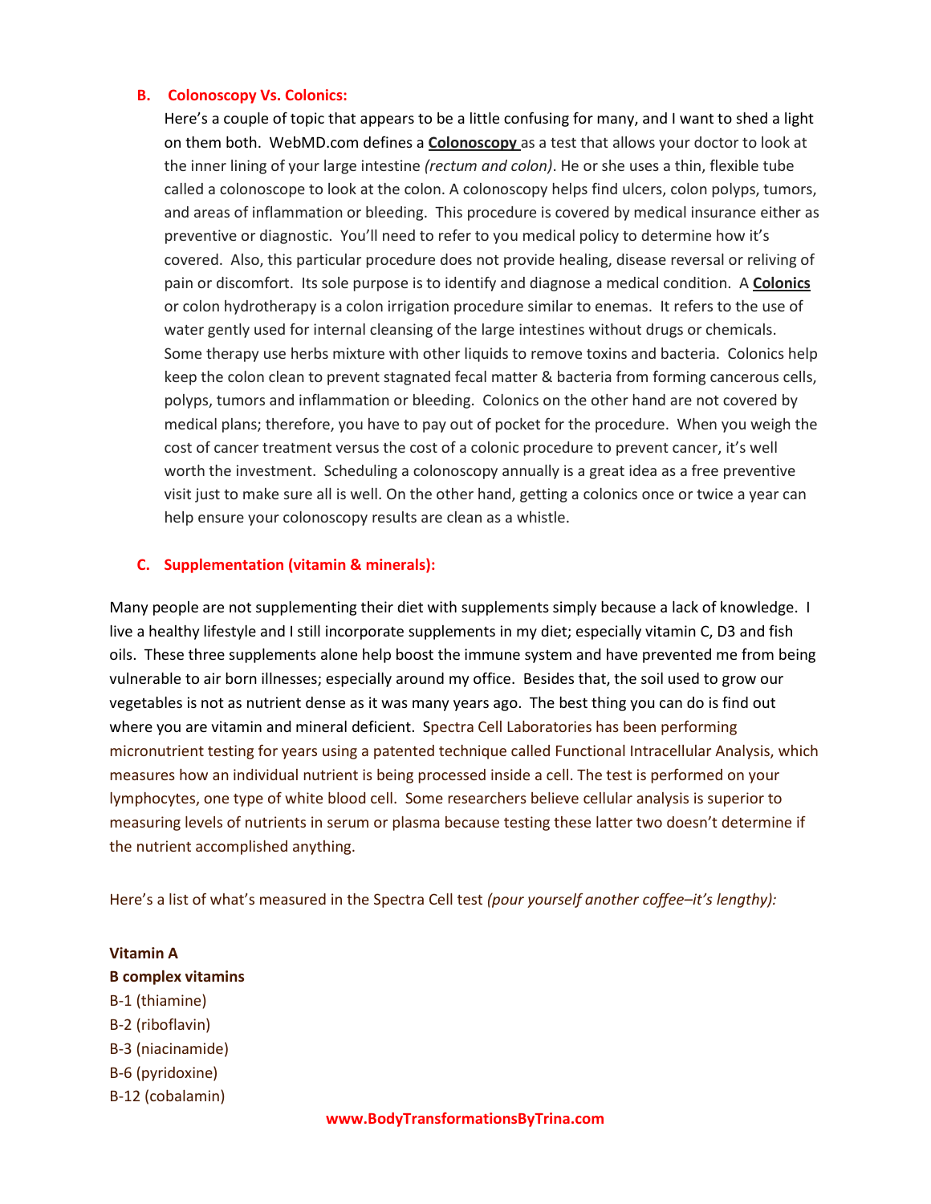### B. Colonoscopy Vs. Colonics:

Here's a couple of topic that appears to be a little confusing for many, and I want to shed a light on them both. WebMD.com defines a **Colonoscopy** as a test that allows your doctor to look at the inner lining of your large intestine *(rectum and colon)*. He or she uses a thin, flexible tube called a colonoscope to look at the colon. A colonoscopy helps find ulcers, colon polyps, tumors, and areas of inflammation or bleeding. This procedure is covered by medical insurance either as preventive or diagnostic. You'll need to refer to you medical policy to determine how it's covered. Also, this particular procedure does not provide healing, disease reversal or reliving of pain or discomfort. Its sole purpose is to identify and diagnose a medical condition. A **Colonics** or colon hydrotherapy is a colon irrigation procedure similar to enemas. It refers to the use of water gently used for internal cleansing of the large intestines without drugs or chemicals. Some therapy use herbs mixture with other liquids to remove toxins and bacteria. Colonics help keep the colon clean to prevent stagnated fecal matter & bacteria from forming cancerous cells, polyps, tumors and inflammation or bleeding. Colonics on the other hand are not covered by medical plans; therefore, you have to pay out of pocket for the procedure. When you weigh the cost of cancer treatment versus the cost of a colonic procedure to prevent cancer, it's well worth the investment. Scheduling a colonoscopy annually is a great idea as a free preventive visit just to make sure all is well. On the other hand, getting a colonics once or twice a year can help ensure your colonoscopy results are clean as a whistle.

### C. Supplementation (vitamin & minerals):

Many people are not supplementing their diet with supplements simply because a lack of knowledge. I live a healthy lifestyle and I still incorporate supplements in my diet; especially vitamin C, D3 and fish oils. These three supplements alone help boost the immune system and have prevented me from being vulnerable to air born illnesses; especially around my office. Besides that, the soil used to grow our vegetables is not as nutrient dense as it was many years ago. The best thing you can do is find out where you are vitamin and mineral deficient. Spectra Cell Laboratories has been performing micronutrient testing for years using a patented technique called Functional Intracellular Analysis, which measures how an individual nutrient is being processed inside a cell. The test is performed on your lymphocytes, one type of white blood cell. Some researchers believe cellular analysis is superior to measuring levels of nutrients in serum or plasma because testing these latter two doesn't determine if the nutrient accomplished anything.

Here's a list of what's measured in the Spectra Cell test *(pour yourself another coffee–it's lengthy):*

**Vitamin A**
**B complex vitamins**
B-1 (thiamine)
B-2 (riboflavin)
B-3 (niacinamide)
B-6 (pyridoxine)
B-12 (cobalamin)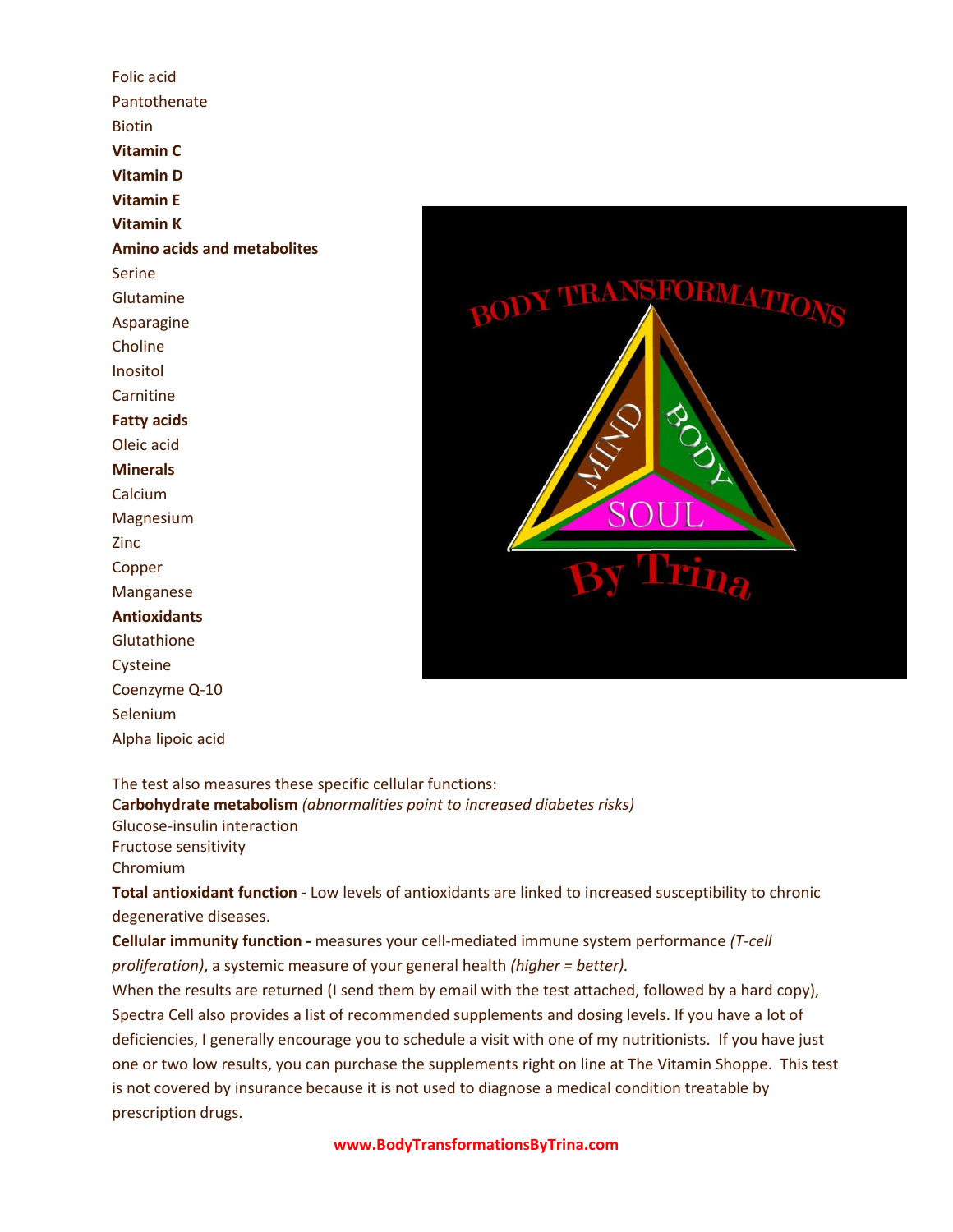Folic acid
Pantothenate
Biotin
**Vitamin C**
**Vitamin D**
**Vitamin E**
**Vitamin K**
**Amino acids and metabolites**
Serine
Glutamine
Asparagine
Choline
Inositol
Carnitine
**Fatty acids**
Oleic acid
**Minerals**
Calcium
Magnesium
Zinc
Copper
Manganese
**Antioxidants**
Glutathione
Cysteine
Coenzyme Q-10
Selenium
Alpha lipoic acid

The test also measures these specific cellular functions:
**Carbohydrate metabolism** *(abnormalities point to increased diabetes risks)*
Glucose-insulin interaction
Fructose sensitivity
Chromium

**Total antioxidant function -** Low levels of antioxidants are linked to increased susceptibility to chronic degenerative diseases.

**Cellular immunity function -** measures your cell-mediated immune system performance *(T-cell proliferation)*, a systemic measure of your general health *(higher = better).*

When the results are returned (I send them by email with the test attached, followed by a hard copy), Spectra Cell also provides a list of recommended supplements and dosing levels. If you have a lot of deficiencies, I generally encourage you to schedule a visit with one of my nutritionists. If you have just one or two low results, you can purchase the supplements right on line at The Vitamin Shoppe. This test is not covered by insurance because it is not used to diagnose a medical condition treatable by prescription drugs.

**www.BodyTransformationsByTrina.com**